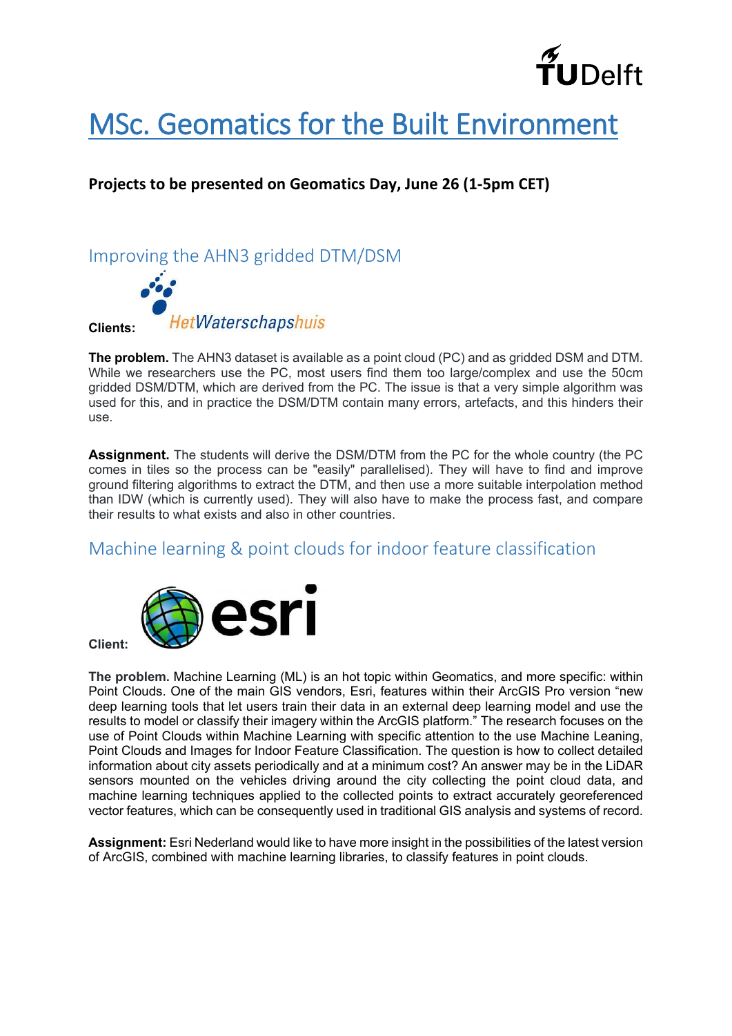# MSc. Geomatics for the Built Environment

**Projects to be presented on Geomatics Day, June 26 (1-5pm CET)**

## Improving the AHN3 gridded DTM/DSM

**Clients:** HetWaterschapshuis

**The problem.** The AHN3 dataset is available as a point cloud (PC) and as gridded DSM and DTM. While we researchers use the PC, most users find them too large/complex and use the 50cm gridded DSM/DTM, which are derived from the PC. The issue is that a very simple algorithm was used for this, and in practice the DSM/DTM contain many errors, artefacts, and this hinders their use.

**Assignment.** The students will derive the DSM/DTM from the PC for the whole country (the PC comes in tiles so the process can be "easily" parallelised). They will have to find and improve ground filtering algorithms to extract the DTM, and then use a more suitable interpolation method than IDW (which is currently used). They will also have to make the process fast, and compare their results to what exists and also in other countries.

## Machine learning & point clouds for indoor feature classification

**Client:** esri

**The problem.** Machine Learning (ML) is an hot topic within Geomatics, and more specific: within Point Clouds. One of the main GIS vendors, Esri, features within their ArcGIS Pro version "new deep learning tools that let users train their data in an external deep learning model and use the results to model or classify their imagery within the ArcGIS platform." The research focuses on the use of Point Clouds within Machine Learning with specific attention to the use Machine Leaning, Point Clouds and Images for Indoor Feature Classification. The question is how to collect detailed information about city assets periodically and at a minimum cost? An answer may be in the LiDAR sensors mounted on the vehicles driving around the city collecting the point cloud data, and machine learning techniques applied to the collected points to extract accurately georeferenced vector features, which can be consequently used in traditional GIS analysis and systems of record.

**Assignment:** Esri Nederland would like to have more insight in the possibilities of the latest version of ArcGIS, combined with machine learning libraries, to classify features in point clouds.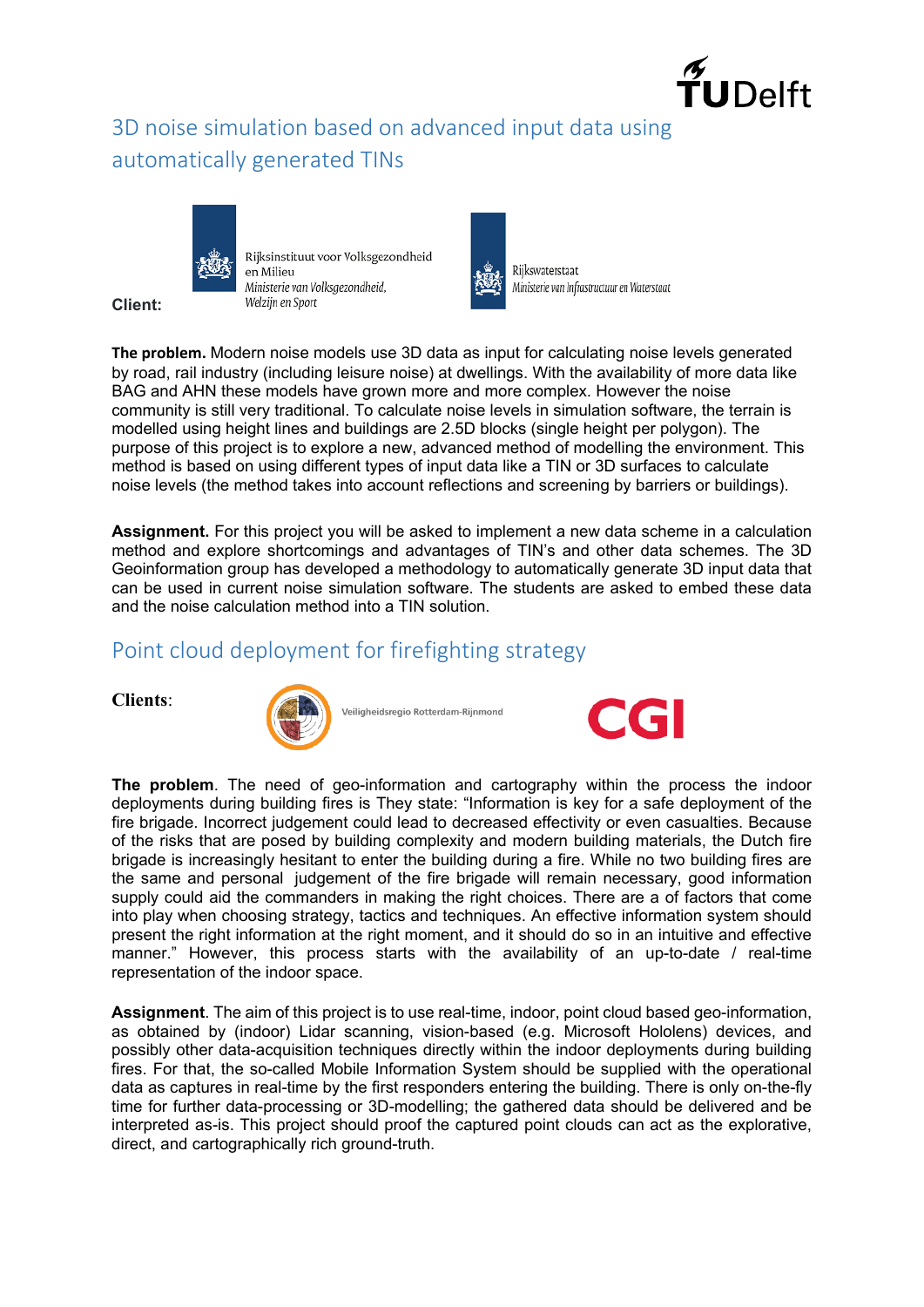## 3D noise simulation based on advanced input data using automatically generated TINs

**Client:** Rijksinstituut voor Volksgezondheid en Milieu — *Ministerie van Volksgezondheid, Welzijn en Sport*; Rijkswaterstaat — *Ministerie van Infrastructuur en Waterstaat*

**The problem.** Modern noise models use 3D data as input for calculating noise levels generated by road, rail industry (including leisure noise) at dwellings. With the availability of more data like BAG and AHN these models have grown more and more complex. However the noise community is still very traditional. To calculate noise levels in simulation software, the terrain is modelled using height lines and buildings are 2.5D blocks (single height per polygon). The purpose of this project is to explore a new, advanced method of modelling the environment. This method is based on using different types of input data like a TIN or 3D surfaces to calculate noise levels (the method takes into account reflections and screening by barriers or buildings).

**Assignment.** For this project you will be asked to implement a new data scheme in a calculation method and explore shortcomings and advantages of TIN's and other data schemes. The 3D Geoinformation group has developed a methodology to automatically generate 3D input data that can be used in current noise simulation software. The students are asked to embed these data and the noise calculation method into a TIN solution.

## Point cloud deployment for firefighting strategy

**Clients**: Veiligheidsregio Rotterdam-Rijnmond; CGI

**The problem**. The need of geo-information and cartography within the process the indoor deployments during building fires is They state: "Information is key for a safe deployment of the fire brigade. Incorrect judgement could lead to decreased effectivity or even casualties. Because of the risks that are posed by building complexity and modern building materials, the Dutch fire brigade is increasingly hesitant to enter the building during a fire. While no two building fires are the same and personal judgement of the fire brigade will remain necessary, good information supply could aid the commanders in making the right choices. There are a of factors that come into play when choosing strategy, tactics and techniques. An effective information system should present the right information at the right moment, and it should do so in an intuitive and effective manner." However, this process starts with the availability of an up-to-date / real-time representation of the indoor space.

**Assignment**. The aim of this project is to use real-time, indoor, point cloud based geo-information, as obtained by (indoor) Lidar scanning, vision-based (e.g. Microsoft Hololens) devices, and possibly other data-acquisition techniques directly within the indoor deployments during building fires. For that, the so-called Mobile Information System should be supplied with the operational data as captures in real-time by the first responders entering the building. There is only on-the-fly time for further data-processing or 3D-modelling; the gathered data should be delivered and be interpreted as-is. This project should proof the captured point clouds can act as the explorative, direct, and cartographically rich ground-truth.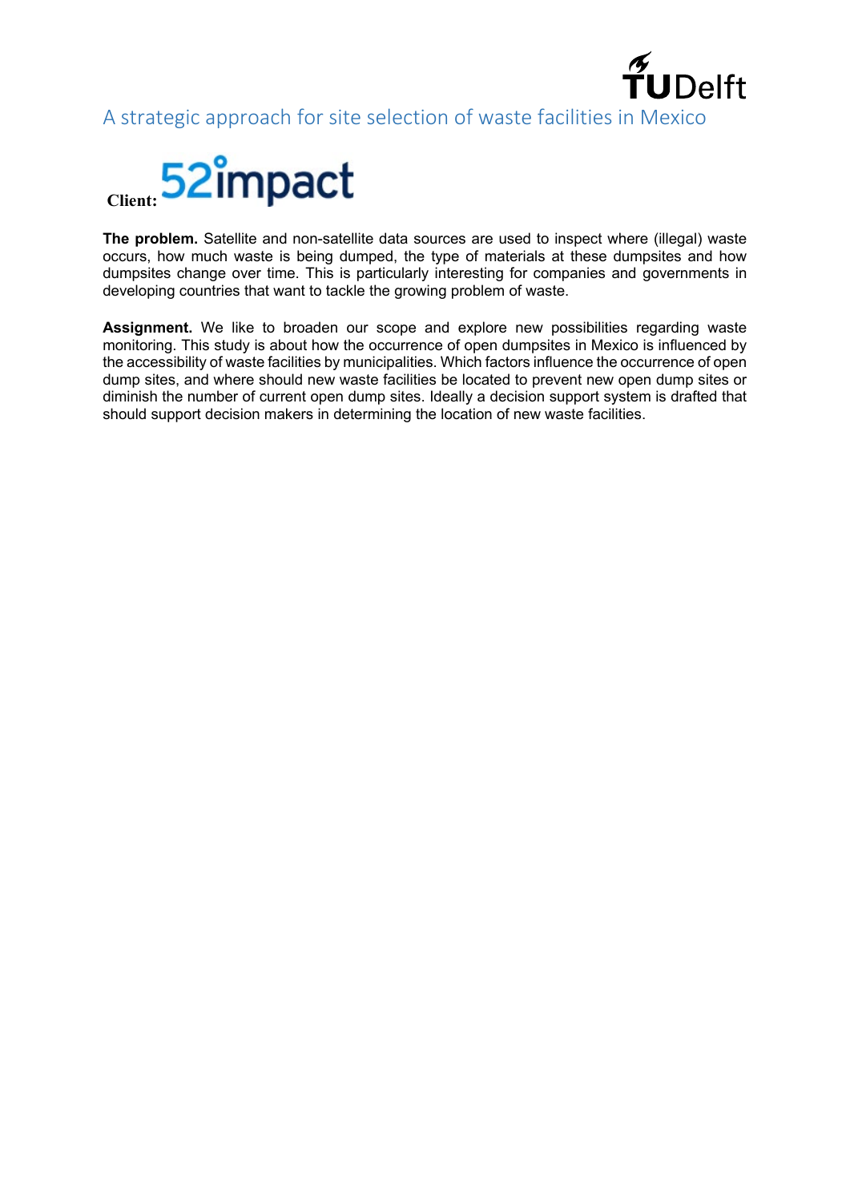# A strategic approach for site selection of waste facilities in Mexico

**Client:** 52impact

**The problem.** Satellite and non-satellite data sources are used to inspect where (illegal) waste occurs, how much waste is being dumped, the type of materials at these dumpsites and how dumpsites change over time. This is particularly interesting for companies and governments in developing countries that want to tackle the growing problem of waste.

**Assignment.** We like to broaden our scope and explore new possibilities regarding waste monitoring. This study is about how the occurrence of open dumpsites in Mexico is influenced by the accessibility of waste facilities by municipalities. Which factors influence the occurrence of open dump sites, and where should new waste facilities be located to prevent new open dump sites or diminish the number of current open dump sites. Ideally a decision support system is drafted that should support decision makers in determining the location of new waste facilities.